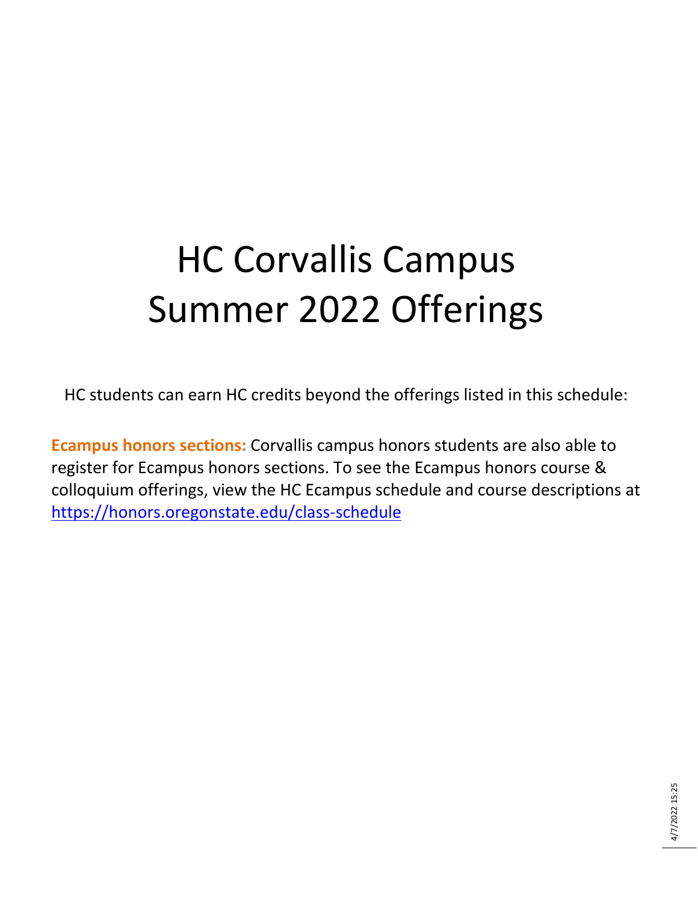# HC Corvallis Campus Summer 2022 Offerings

HC students can earn HC credits beyond the offerings listed in this schedule:

**Ecampus honors sections:** Corvallis campus honors students are also able to register for Ecampus honors sections. To see the Ecampus honors course & colloquium offerings, view the HC Ecampus schedule and course descriptions at https://honors.oregonstate.edu/class-schedule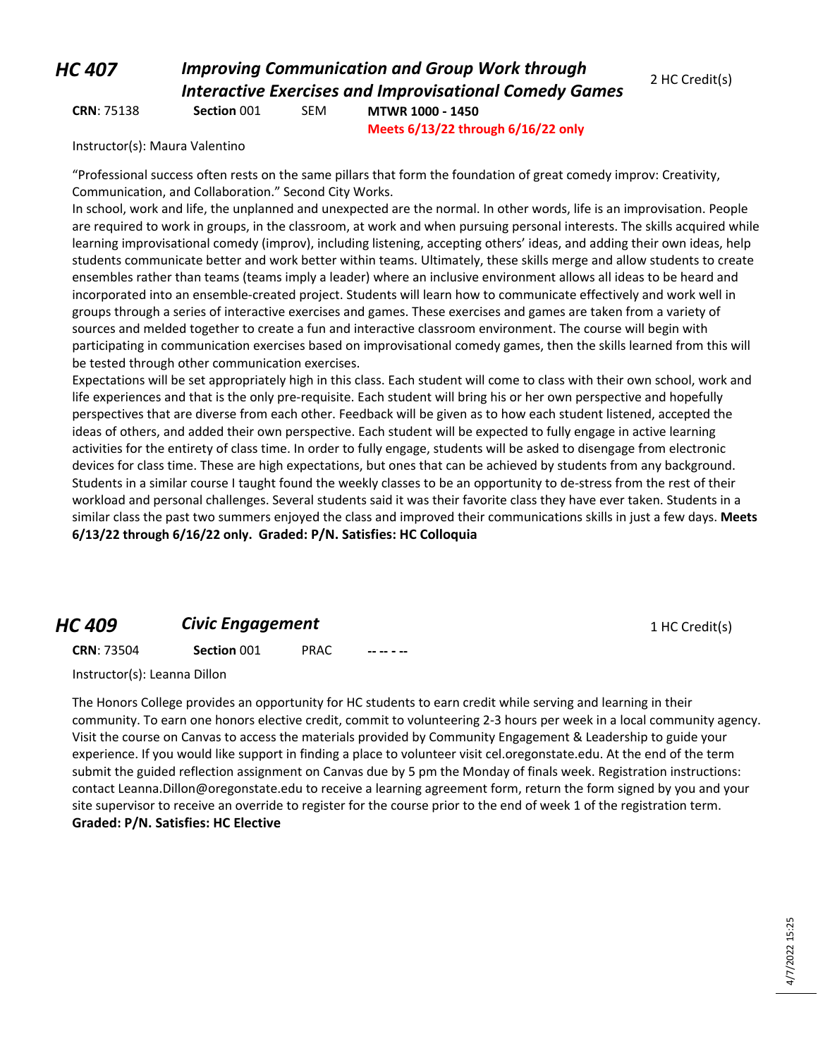## HC 407 — *Improving Communication and Group Work through Interactive Exercises and Improvisational Comedy Games*

2 HC Credit(s)

**CRN**: 75138 **Section** 001 SEM **MTWR 1000 - 1450**
**Meets 6/13/22 through 6/16/22 only**

Instructor(s): Maura Valentino

"Professional success often rests on the same pillars that form the foundation of great comedy improv: Creativity, Communication, and Collaboration." Second City Works.
In school, work and life, the unplanned and unexpected are the normal. In other words, life is an improvisation. People are required to work in groups, in the classroom, at work and when pursuing personal interests. The skills acquired while learning improvisational comedy (improv), including listening, accepting others' ideas, and adding their own ideas, help students communicate better and work better within teams. Ultimately, these skills merge and allow students to create ensembles rather than teams (teams imply a leader) where an inclusive environment allows all ideas to be heard and incorporated into an ensemble-created project. Students will learn how to communicate effectively and work well in groups through a series of interactive exercises and games. These exercises and games are taken from a variety of sources and melded together to create a fun and interactive classroom environment. The course will begin with participating in communication exercises based on improvisational comedy games, then the skills learned from this will be tested through other communication exercises.
Expectations will be set appropriately high in this class. Each student will come to class with their own school, work and life experiences and that is the only pre-requisite. Each student will bring his or her own perspective and hopefully perspectives that are diverse from each other. Feedback will be given as to how each student listened, accepted the ideas of others, and added their own perspective. Each student will be expected to fully engage in active learning activities for the entirety of class time. In order to fully engage, students will be asked to disengage from electronic devices for class time. These are high expectations, but ones that can be achieved by students from any background. Students in a similar course I taught found the weekly classes to be an opportunity to de-stress from the rest of their workload and personal challenges. Several students said it was their favorite class they have ever taken. Students in a similar class the past two summers enjoyed the class and improved their communications skills in just a few days. **Meets 6/13/22 through 6/16/22 only. Graded: P/N. Satisfies: HC Colloquia**

## HC 409 — *Civic Engagement*

1 HC Credit(s)

**CRN**: 73504 **Section** 001 PRAC -- -- - --

Instructor(s): Leanna Dillon

The Honors College provides an opportunity for HC students to earn credit while serving and learning in their community. To earn one honors elective credit, commit to volunteering 2-3 hours per week in a local community agency. Visit the course on Canvas to access the materials provided by Community Engagement & Leadership to guide your experience. If you would like support in finding a place to volunteer visit cel.oregonstate.edu. At the end of the term submit the guided reflection assignment on Canvas due by 5 pm the Monday of finals week. Registration instructions: contact Leanna.Dillon@oregonstate.edu to receive a learning agreement form, return the form signed by you and your site supervisor to receive an override to register for the course prior to the end of week 1 of the registration term.
**Graded: P/N. Satisfies: HC Elective**